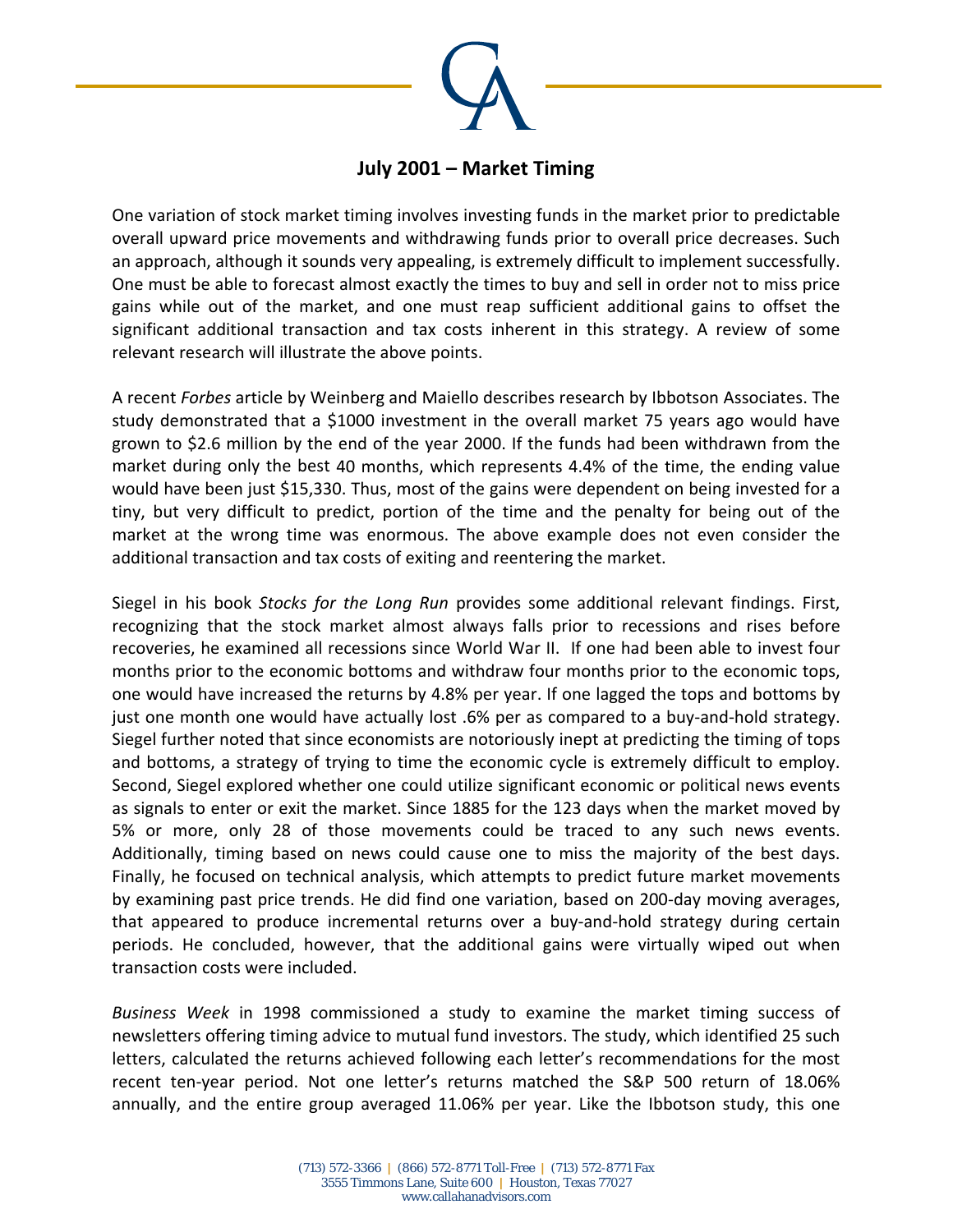# July 2001 – Market Timing

One variation of stock market timing involves investing funds in the market prior to predictable overall upward price movements and withdrawing funds prior to overall price decreases. Such an approach, although it sounds very appealing, is extremely difficult to implement successfully. One must be able to forecast almost exactly the times to buy and sell in order not to miss price gains while out of the market, and one must reap sufficient additional gains to offset the significant additional transaction and tax costs inherent in this strategy. A review of some relevant research will illustrate the above points.

A recent *Forbes* article by Weinberg and Maiello describes research by Ibbotson Associates. The study demonstrated that a $1000 investment in the overall market 75 years ago would have grown to $2.6 million by the end of the year 2000. If the funds had been withdrawn from the market during only the best 40 months, which represents 4.4% of the time, the ending value would have been just $15,330. Thus, most of the gains were dependent on being invested for a tiny, but very difficult to predict, portion of the time and the penalty for being out of the market at the wrong time was enormous. The above example does not even consider the additional transaction and tax costs of exiting and reentering the market.

Siegel in his book *Stocks for the Long Run* provides some additional relevant findings. First, recognizing that the stock market almost always falls prior to recessions and rises before recoveries, he examined all recessions since World War II. If one had been able to invest four months prior to the economic bottoms and withdraw four months prior to the economic tops, one would have increased the returns by 4.8% per year. If one lagged the tops and bottoms by just one month one would have actually lost .6% per as compared to a buy-and-hold strategy. Siegel further noted that since economists are notoriously inept at predicting the timing of tops and bottoms, a strategy of trying to time the economic cycle is extremely difficult to employ. Second, Siegel explored whether one could utilize significant economic or political news events as signals to enter or exit the market. Since 1885 for the 123 days when the market moved by 5% or more, only 28 of those movements could be traced to any such news events. Additionally, timing based on news could cause one to miss the majority of the best days. Finally, he focused on technical analysis, which attempts to predict future market movements by examining past price trends. He did find one variation, based on 200-day moving averages, that appeared to produce incremental returns over a buy-and-hold strategy during certain periods. He concluded, however, that the additional gains were virtually wiped out when transaction costs were included.

*Business Week* in 1998 commissioned a study to examine the market timing success of newsletters offering timing advice to mutual fund investors. The study, which identified 25 such letters, calculated the returns achieved following each letter's recommendations for the most recent ten-year period. Not one letter's returns matched the S&P 500 return of 18.06% annually, and the entire group averaged 11.06% per year. Like the Ibbotson study, this one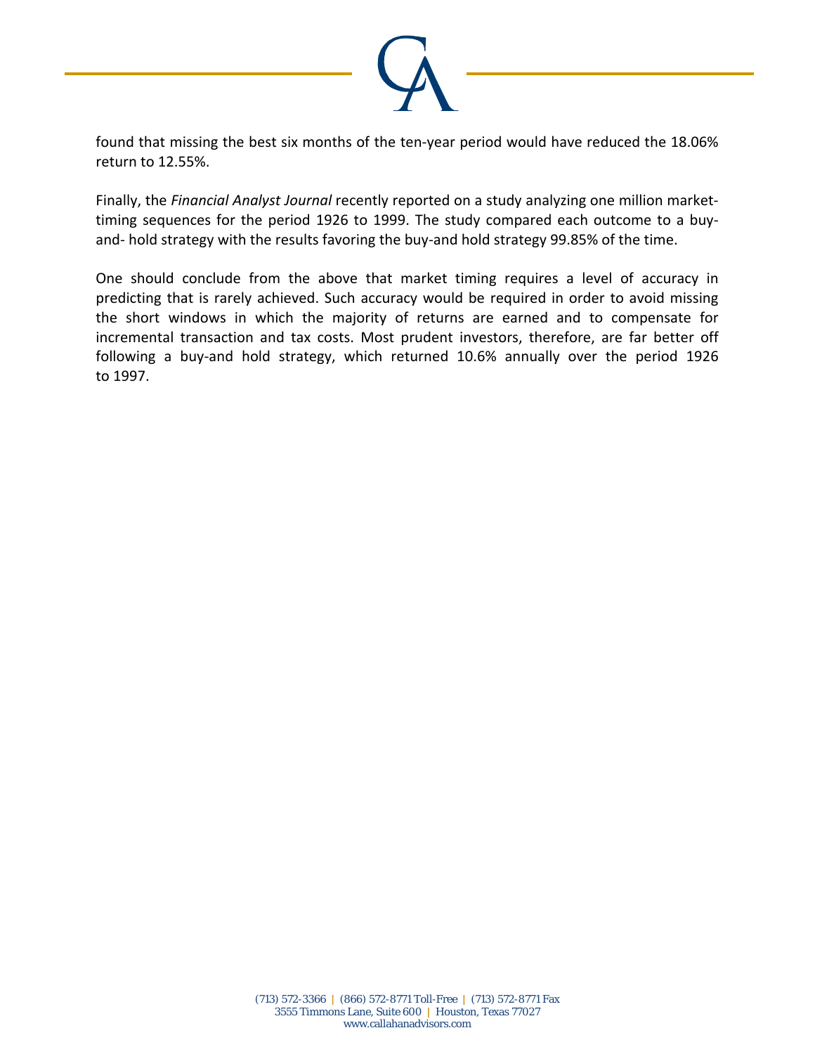found that missing the best six months of the ten-year period would have reduced the 18.06% return to 12.55%.

Finally, the *Financial Analyst Journal* recently reported on a study analyzing one million market-timing sequences for the period 1926 to 1999. The study compared each outcome to a buy-and- hold strategy with the results favoring the buy-and hold strategy 99.85% of the time.

One should conclude from the above that market timing requires a level of accuracy in predicting that is rarely achieved. Such accuracy would be required in order to avoid missing the short windows in which the majority of returns are earned and to compensate for incremental transaction and tax costs. Most prudent investors, therefore, are far better off following a buy-and hold strategy, which returned 10.6% annually over the period 1926 to 1997.